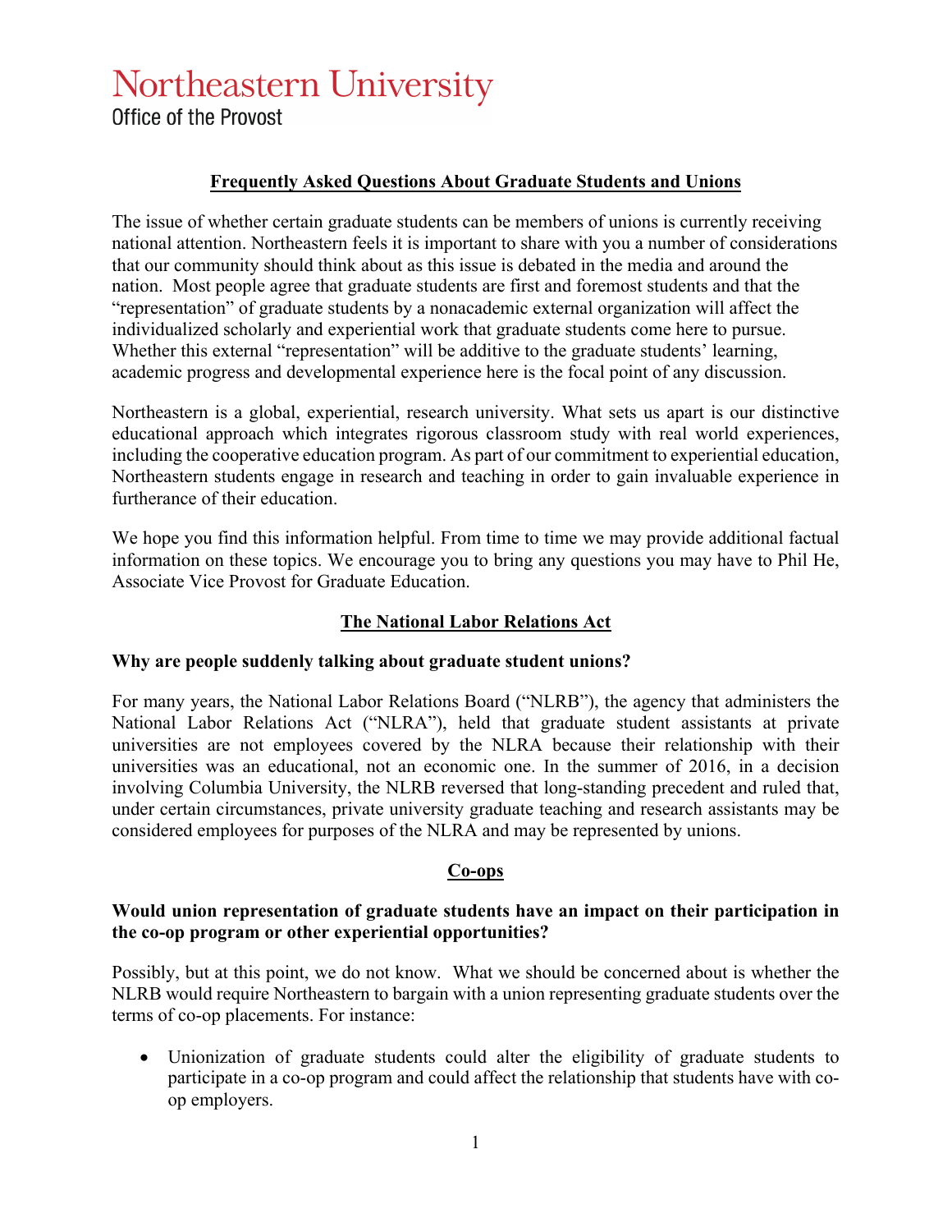# Northeastern University

Office of the Provost

## Frequently Asked Questions About Graduate Students and Unions

The issue of whether certain graduate students can be members of unions is currently receiving national attention. Northeastern feels it is important to share with you a number of considerations that our community should think about as this issue is debated in the media and around the nation. Most people agree that graduate students are first and foremost students and that the "representation" of graduate students by a nonacademic external organization will affect the individualized scholarly and experiential work that graduate students come here to pursue. Whether this external "representation" will be additive to the graduate students' learning, academic progress and developmental experience here is the focal point of any discussion.

Northeastern is a global, experiential, research university. What sets us apart is our distinctive educational approach which integrates rigorous classroom study with real world experiences, including the cooperative education program. As part of our commitment to experiential education, Northeastern students engage in research and teaching in order to gain invaluable experience in furtherance of their education.

We hope you find this information helpful. From time to time we may provide additional factual information on these topics. We encourage you to bring any questions you may have to Phil He, Associate Vice Provost for Graduate Education.

## The National Labor Relations Act

**Why are people suddenly talking about graduate student unions?**

For many years, the National Labor Relations Board ("NLRB"), the agency that administers the National Labor Relations Act ("NLRA"), held that graduate student assistants at private universities are not employees covered by the NLRA because their relationship with their universities was an educational, not an economic one. In the summer of 2016, in a decision involving Columbia University, the NLRB reversed that long-standing precedent and ruled that, under certain circumstances, private university graduate teaching and research assistants may be considered employees for purposes of the NLRA and may be represented by unions.

## Co-ops

**Would union representation of graduate students have an impact on their participation in the co-op program or other experiential opportunities?**

Possibly, but at this point, we do not know. What we should be concerned about is whether the NLRB would require Northeastern to bargain with a union representing graduate students over the terms of co-op placements. For instance:

- Unionization of graduate students could alter the eligibility of graduate students to participate in a co-op program and could affect the relationship that students have with co-op employers.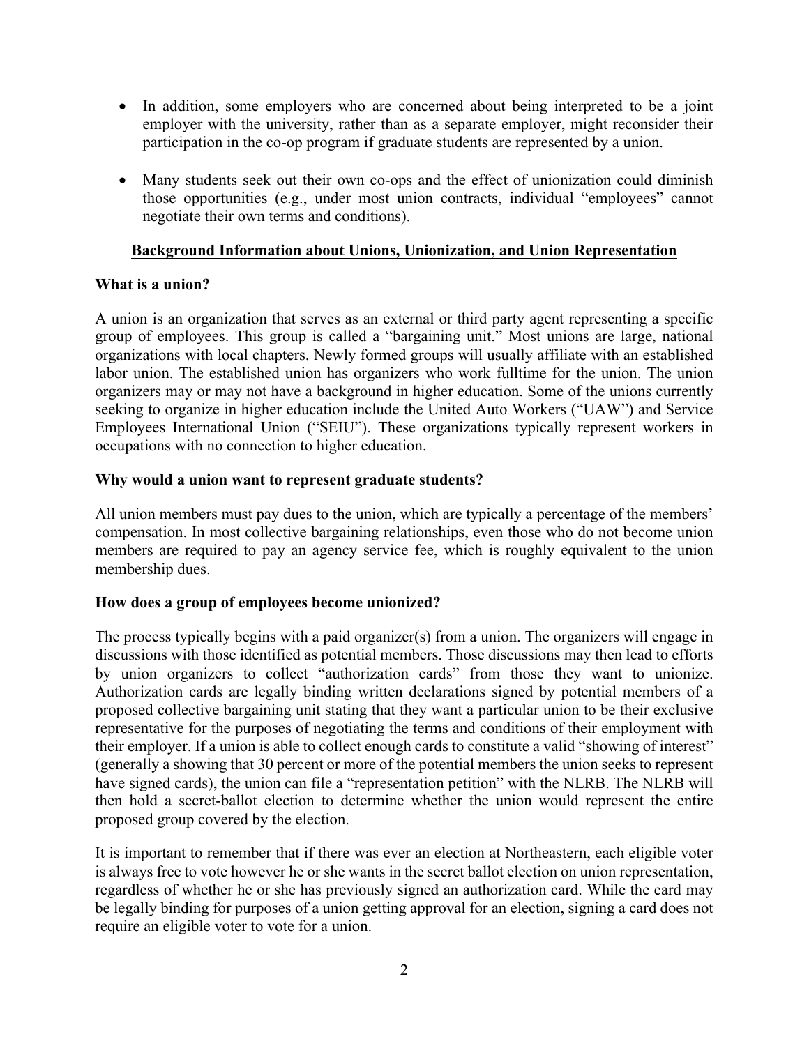- In addition, some employers who are concerned about being interpreted to be a joint employer with the university, rather than as a separate employer, might reconsider their participation in the co-op program if graduate students are represented by a union.

- Many students seek out their own co-ops and the effect of unionization could diminish those opportunities (e.g., under most union contracts, individual "employees" cannot negotiate their own terms and conditions).

## Background Information about Unions, Unionization, and Union Representation

**What is a union?**

A union is an organization that serves as an external or third party agent representing a specific group of employees. This group is called a "bargaining unit." Most unions are large, national organizations with local chapters. Newly formed groups will usually affiliate with an established labor union. The established union has organizers who work fulltime for the union. The union organizers may or may not have a background in higher education. Some of the unions currently seeking to organize in higher education include the United Auto Workers ("UAW") and Service Employees International Union ("SEIU"). These organizations typically represent workers in occupations with no connection to higher education.

**Why would a union want to represent graduate students?**

All union members must pay dues to the union, which are typically a percentage of the members' compensation. In most collective bargaining relationships, even those who do not become union members are required to pay an agency service fee, which is roughly equivalent to the union membership dues.

**How does a group of employees become unionized?**

The process typically begins with a paid organizer(s) from a union. The organizers will engage in discussions with those identified as potential members. Those discussions may then lead to efforts by union organizers to collect "authorization cards" from those they want to unionize. Authorization cards are legally binding written declarations signed by potential members of a proposed collective bargaining unit stating that they want a particular union to be their exclusive representative for the purposes of negotiating the terms and conditions of their employment with their employer. If a union is able to collect enough cards to constitute a valid "showing of interest" (generally a showing that 30 percent or more of the potential members the union seeks to represent have signed cards), the union can file a "representation petition" with the NLRB. The NLRB will then hold a secret-ballot election to determine whether the union would represent the entire proposed group covered by the election.

It is important to remember that if there was ever an election at Northeastern, each eligible voter is always free to vote however he or she wants in the secret ballot election on union representation, regardless of whether he or she has previously signed an authorization card. While the card may be legally binding for purposes of a union getting approval for an election, signing a card does not require an eligible voter to vote for a union.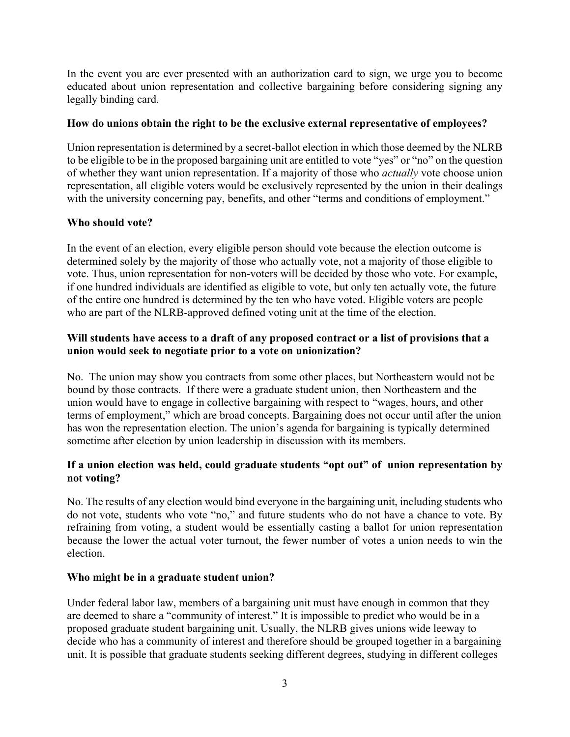In the event you are ever presented with an authorization card to sign, we urge you to become educated about union representation and collective bargaining before considering signing any legally binding card.

**How do unions obtain the right to be the exclusive external representative of employees?**

Union representation is determined by a secret-ballot election in which those deemed by the NLRB to be eligible to be in the proposed bargaining unit are entitled to vote "yes" or "no" on the question of whether they want union representation. If a majority of those who *actually* vote choose union representation, all eligible voters would be exclusively represented by the union in their dealings with the university concerning pay, benefits, and other "terms and conditions of employment."

**Who should vote?**

In the event of an election, every eligible person should vote because the election outcome is determined solely by the majority of those who actually vote, not a majority of those eligible to vote. Thus, union representation for non-voters will be decided by those who vote. For example, if one hundred individuals are identified as eligible to vote, but only ten actually vote, the future of the entire one hundred is determined by the ten who have voted. Eligible voters are people who are part of the NLRB-approved defined voting unit at the time of the election.

**Will students have access to a draft of any proposed contract or a list of provisions that a union would seek to negotiate prior to a vote on unionization?**

No. The union may show you contracts from some other places, but Northeastern would not be bound by those contracts. If there were a graduate student union, then Northeastern and the union would have to engage in collective bargaining with respect to "wages, hours, and other terms of employment," which are broad concepts. Bargaining does not occur until after the union has won the representation election. The union's agenda for bargaining is typically determined sometime after election by union leadership in discussion with its members.

**If a union election was held, could graduate students "opt out" of union representation by not voting?**

No. The results of any election would bind everyone in the bargaining unit, including students who do not vote, students who vote "no," and future students who do not have a chance to vote. By refraining from voting, a student would be essentially casting a ballot for union representation because the lower the actual voter turnout, the fewer number of votes a union needs to win the election.

**Who might be in a graduate student union?**

Under federal labor law, members of a bargaining unit must have enough in common that they are deemed to share a "community of interest." It is impossible to predict who would be in a proposed graduate student bargaining unit. Usually, the NLRB gives unions wide leeway to decide who has a community of interest and therefore should be grouped together in a bargaining unit. It is possible that graduate students seeking different degrees, studying in different colleges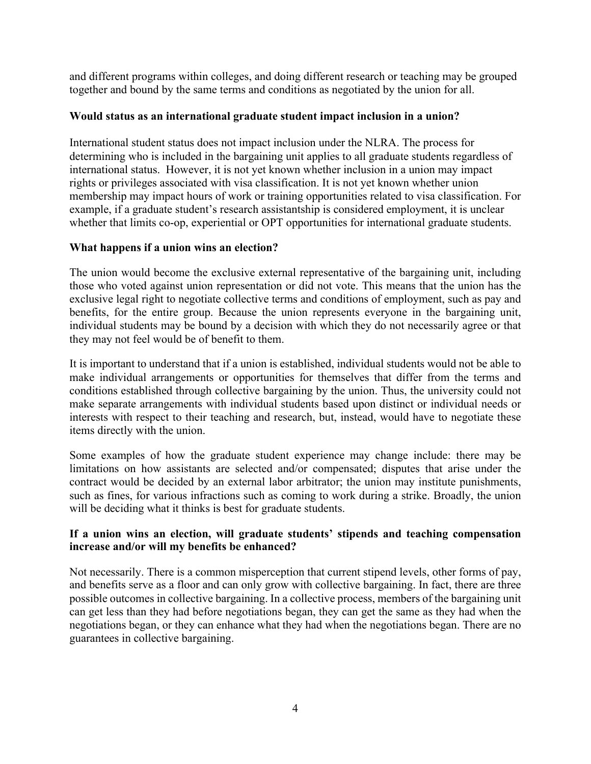and different programs within colleges, and doing different research or teaching may be grouped together and bound by the same terms and conditions as negotiated by the union for all.

**Would status as an international graduate student impact inclusion in a union?**

International student status does not impact inclusion under the NLRA. The process for determining who is included in the bargaining unit applies to all graduate students regardless of international status. However, it is not yet known whether inclusion in a union may impact rights or privileges associated with visa classification. It is not yet known whether union membership may impact hours of work or training opportunities related to visa classification. For example, if a graduate student's research assistantship is considered employment, it is unclear whether that limits co-op, experiential or OPT opportunities for international graduate students.

**What happens if a union wins an election?**

The union would become the exclusive external representative of the bargaining unit, including those who voted against union representation or did not vote. This means that the union has the exclusive legal right to negotiate collective terms and conditions of employment, such as pay and benefits, for the entire group. Because the union represents everyone in the bargaining unit, individual students may be bound by a decision with which they do not necessarily agree or that they may not feel would be of benefit to them.

It is important to understand that if a union is established, individual students would not be able to make individual arrangements or opportunities for themselves that differ from the terms and conditions established through collective bargaining by the union. Thus, the university could not make separate arrangements with individual students based upon distinct or individual needs or interests with respect to their teaching and research, but, instead, would have to negotiate these items directly with the union.

Some examples of how the graduate student experience may change include: there may be limitations on how assistants are selected and/or compensated; disputes that arise under the contract would be decided by an external labor arbitrator; the union may institute punishments, such as fines, for various infractions such as coming to work during a strike. Broadly, the union will be deciding what it thinks is best for graduate students.

**If a union wins an election, will graduate students' stipends and teaching compensation increase and/or will my benefits be enhanced?**

Not necessarily. There is a common misperception that current stipend levels, other forms of pay, and benefits serve as a floor and can only grow with collective bargaining. In fact, there are three possible outcomes in collective bargaining. In a collective process, members of the bargaining unit can get less than they had before negotiations began, they can get the same as they had when the negotiations began, or they can enhance what they had when the negotiations began. There are no guarantees in collective bargaining.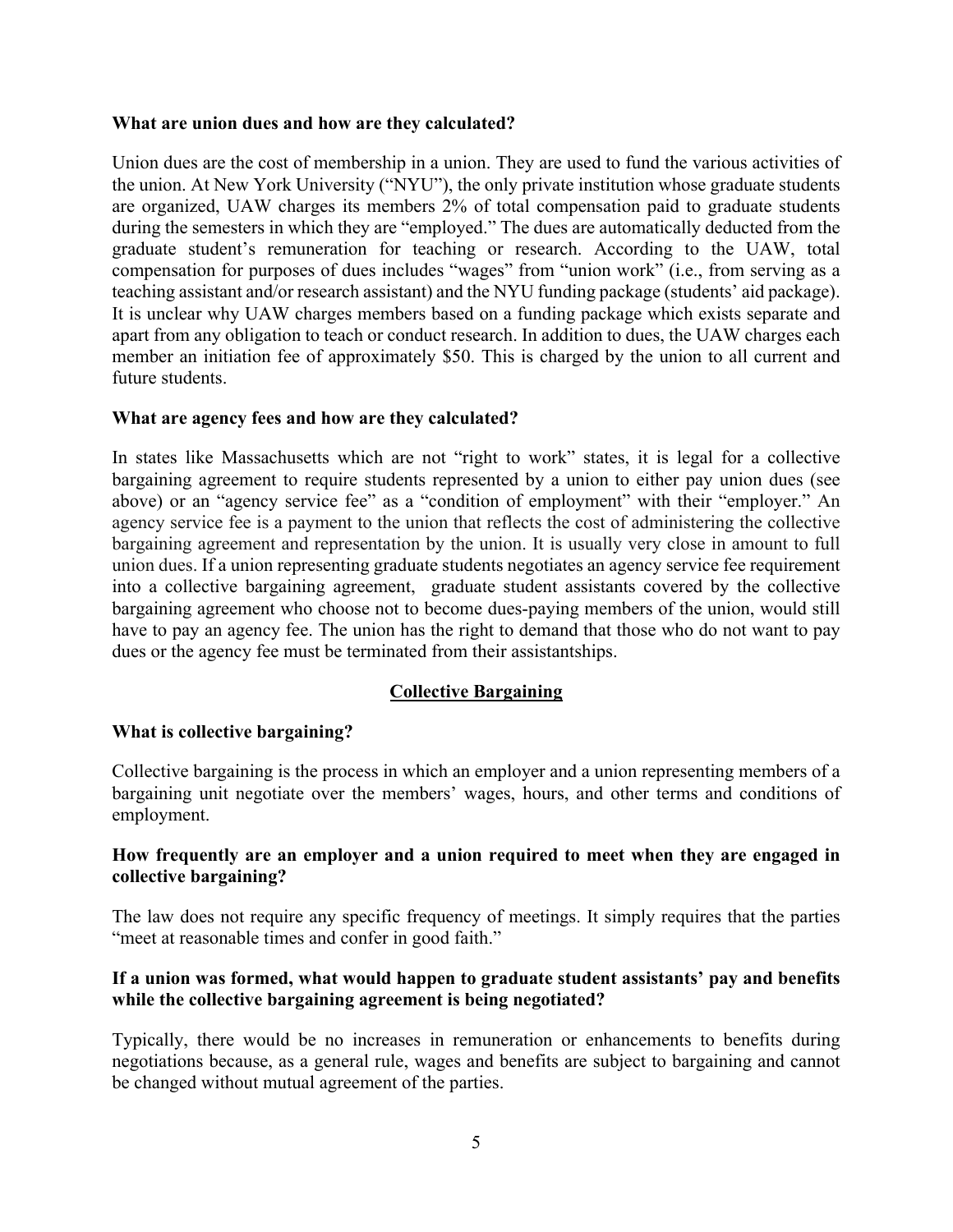**What are union dues and how are they calculated?**

Union dues are the cost of membership in a union. They are used to fund the various activities of the union. At New York University ("NYU"), the only private institution whose graduate students are organized, UAW charges its members 2% of total compensation paid to graduate students during the semesters in which they are "employed." The dues are automatically deducted from the graduate student's remuneration for teaching or research. According to the UAW, total compensation for purposes of dues includes "wages" from "union work" (i.e., from serving as a teaching assistant and/or research assistant) and the NYU funding package (students' aid package). It is unclear why UAW charges members based on a funding package which exists separate and apart from any obligation to teach or conduct research. In addition to dues, the UAW charges each member an initiation fee of approximately $50. This is charged by the union to all current and future students.

**What are agency fees and how are they calculated?**

In states like Massachusetts which are not "right to work" states, it is legal for a collective bargaining agreement to require students represented by a union to either pay union dues (see above) or an "agency service fee" as a "condition of employment" with their "employer." An agency service fee is a payment to the union that reflects the cost of administering the collective bargaining agreement and representation by the union. It is usually very close in amount to full union dues. If a union representing graduate students negotiates an agency service fee requirement into a collective bargaining agreement, graduate student assistants covered by the collective bargaining agreement who choose not to become dues-paying members of the union, would still have to pay an agency fee. The union has the right to demand that those who do not want to pay dues or the agency fee must be terminated from their assistantships.

## Collective Bargaining

**What is collective bargaining?**

Collective bargaining is the process in which an employer and a union representing members of a bargaining unit negotiate over the members' wages, hours, and other terms and conditions of employment.

**How frequently are an employer and a union required to meet when they are engaged in collective bargaining?**

The law does not require any specific frequency of meetings. It simply requires that the parties "meet at reasonable times and confer in good faith."

**If a union was formed, what would happen to graduate student assistants' pay and benefits while the collective bargaining agreement is being negotiated?**

Typically, there would be no increases in remuneration or enhancements to benefits during negotiations because, as a general rule, wages and benefits are subject to bargaining and cannot be changed without mutual agreement of the parties.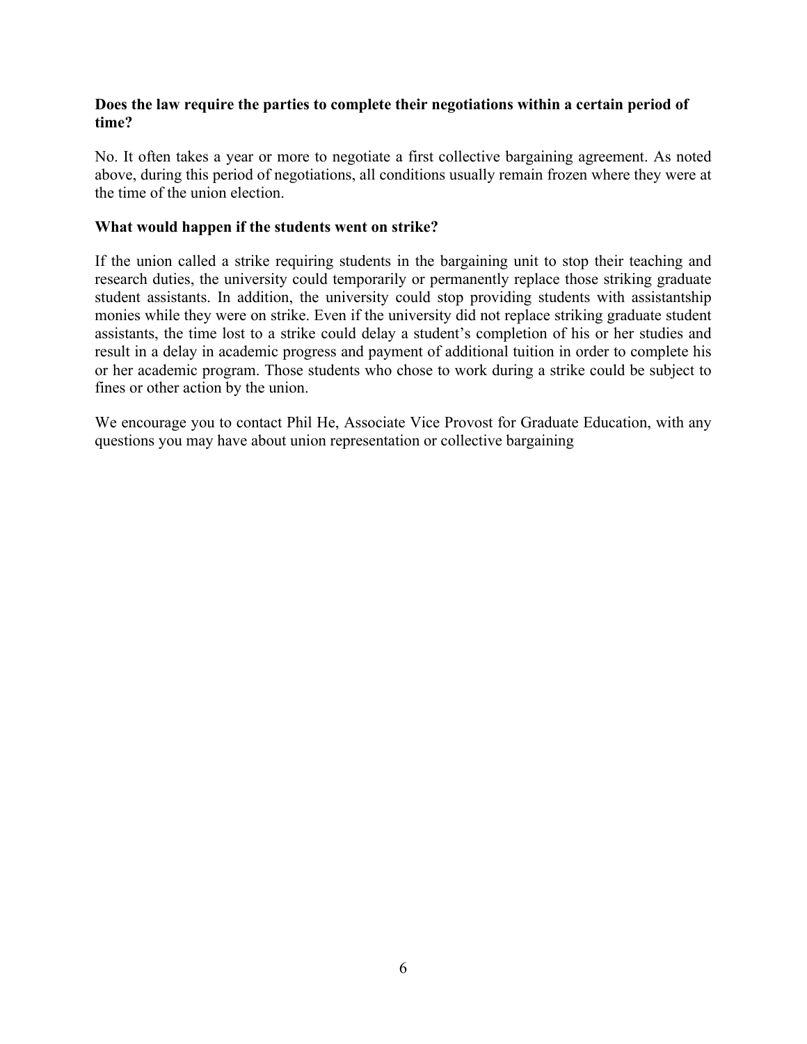**Does the law require the parties to complete their negotiations within a certain period of time?**

No. It often takes a year or more to negotiate a first collective bargaining agreement. As noted above, during this period of negotiations, all conditions usually remain frozen where they were at the time of the union election.

**What would happen if the students went on strike?**

If the union called a strike requiring students in the bargaining unit to stop their teaching and research duties, the university could temporarily or permanently replace those striking graduate student assistants. In addition, the university could stop providing students with assistantship monies while they were on strike. Even if the university did not replace striking graduate student assistants, the time lost to a strike could delay a student's completion of his or her studies and result in a delay in academic progress and payment of additional tuition in order to complete his or her academic program. Those students who chose to work during a strike could be subject to fines or other action by the union.

We encourage you to contact Phil He, Associate Vice Provost for Graduate Education, with any questions you may have about union representation or collective bargaining